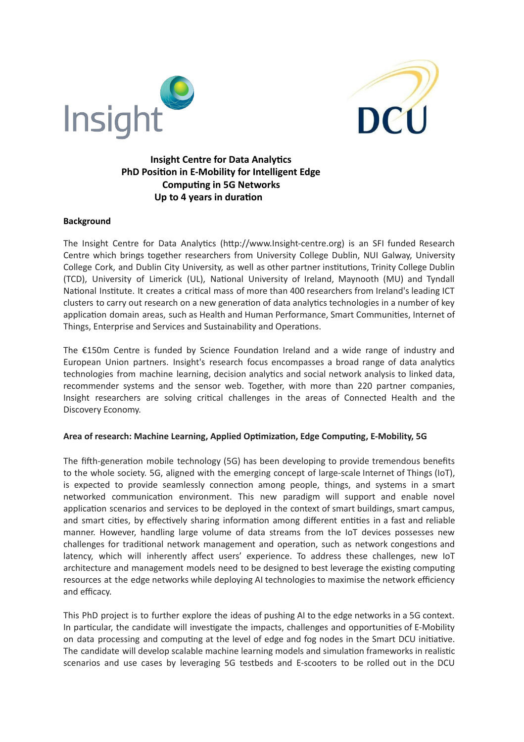Insight

DCU

**Insight Centre for Data Analytics**
**PhD Position in E-Mobility for Intelligent Edge Computing in 5G Networks**
**Up to 4 years in duration**

**Background**

The Insight Centre for Data Analytics (http://www.Insight-centre.org) is an SFI funded Research Centre which brings together researchers from University College Dublin, NUI Galway, University College Cork, and Dublin City University, as well as other partner institutions, Trinity College Dublin (TCD), University of Limerick (UL), National University of Ireland, Maynooth (MU) and Tyndall National Institute. It creates a critical mass of more than 400 researchers from Ireland's leading ICT clusters to carry out research on a new generation of data analytics technologies in a number of key application domain areas, such as Health and Human Performance, Smart Communities, Internet of Things, Enterprise and Services and Sustainability and Operations.

The €150m Centre is funded by Science Foundation Ireland and a wide range of industry and European Union partners. Insight's research focus encompasses a broad range of data analytics technologies from machine learning, decision analytics and social network analysis to linked data, recommender systems and the sensor web. Together, with more than 220 partner companies, Insight researchers are solving critical challenges in the areas of Connected Health and the Discovery Economy.

**Area of research: Machine Learning, Applied Optimization, Edge Computing, E-Mobility, 5G**

The fifth-generation mobile technology (5G) has been developing to provide tremendous benefits to the whole society. 5G, aligned with the emerging concept of large-scale Internet of Things (IoT), is expected to provide seamlessly connection among people, things, and systems in a smart networked communication environment. This new paradigm will support and enable novel application scenarios and services to be deployed in the context of smart buildings, smart campus, and smart cities, by effectively sharing information among different entities in a fast and reliable manner. However, handling large volume of data streams from the IoT devices possesses new challenges for traditional network management and operation, such as network congestions and latency, which will inherently affect users' experience. To address these challenges, new IoT architecture and management models need to be designed to best leverage the existing computing resources at the edge networks while deploying AI technologies to maximise the network efficiency and efficacy.

This PhD project is to further explore the ideas of pushing AI to the edge networks in a 5G context. In particular, the candidate will investigate the impacts, challenges and opportunities of E-Mobility on data processing and computing at the level of edge and fog nodes in the Smart DCU initiative. The candidate will develop scalable machine learning models and simulation frameworks in realistic scenarios and use cases by leveraging 5G testbeds and E-scooters to be rolled out in the DCU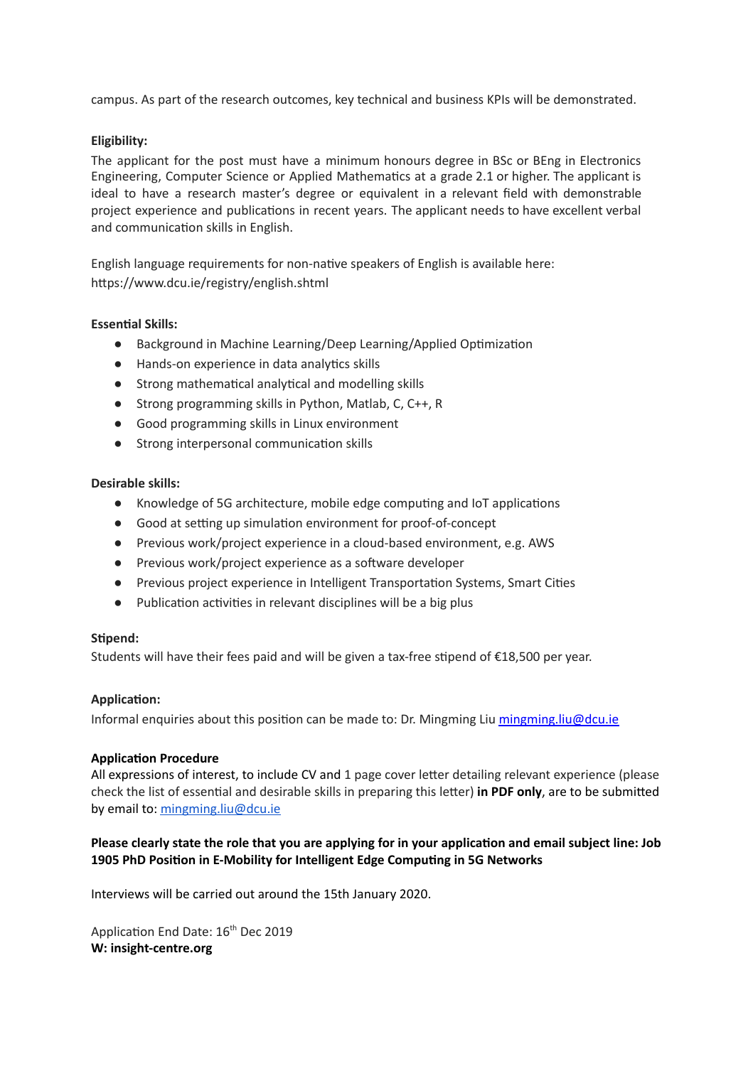campus. As part of the research outcomes, key technical and business KPIs will be demonstrated.

**Eligibility:**

The applicant for the post must have a minimum honours degree in BSc or BEng in Electronics Engineering, Computer Science or Applied Mathematics at a grade 2.1 or higher. The applicant is ideal to have a research master's degree or equivalent in a relevant field with demonstrable project experience and publications in recent years. The applicant needs to have excellent verbal and communication skills in English.

English language requirements for non-native speakers of English is available here: https://www.dcu.ie/registry/english.shtml

**Essential Skills:**

- Background in Machine Learning/Deep Learning/Applied Optimization
- Hands-on experience in data analytics skills
- Strong mathematical analytical and modelling skills
- Strong programming skills in Python, Matlab, C, C++, R
- Good programming skills in Linux environment
- Strong interpersonal communication skills

**Desirable skills:**

- Knowledge of 5G architecture, mobile edge computing and IoT applications
- Good at setting up simulation environment for proof-of-concept
- Previous work/project experience in a cloud-based environment, e.g. AWS
- Previous work/project experience as a software developer
- Previous project experience in Intelligent Transportation Systems, Smart Cities
- Publication activities in relevant disciplines will be a big plus

**Stipend:**

Students will have their fees paid and will be given a tax-free stipend of €18,500 per year.

**Application:**

Informal enquiries about this position can be made to: Dr. Mingming Liu mingming.liu@dcu.ie

**Application Procedure**

All expressions of interest, to include CV and 1 page cover letter detailing relevant experience (please check the list of essential and desirable skills in preparing this letter) **in PDF only**, are to be submitted by email to: mingming.liu@dcu.ie

**Please clearly state the role that you are applying for in your application and email subject line: Job 1905 PhD Position in E-Mobility for Intelligent Edge Computing in 5G Networks**

Interviews will be carried out around the 15th January 2020.

Application End Date: 16th Dec 2019

**W: insight-centre.org**